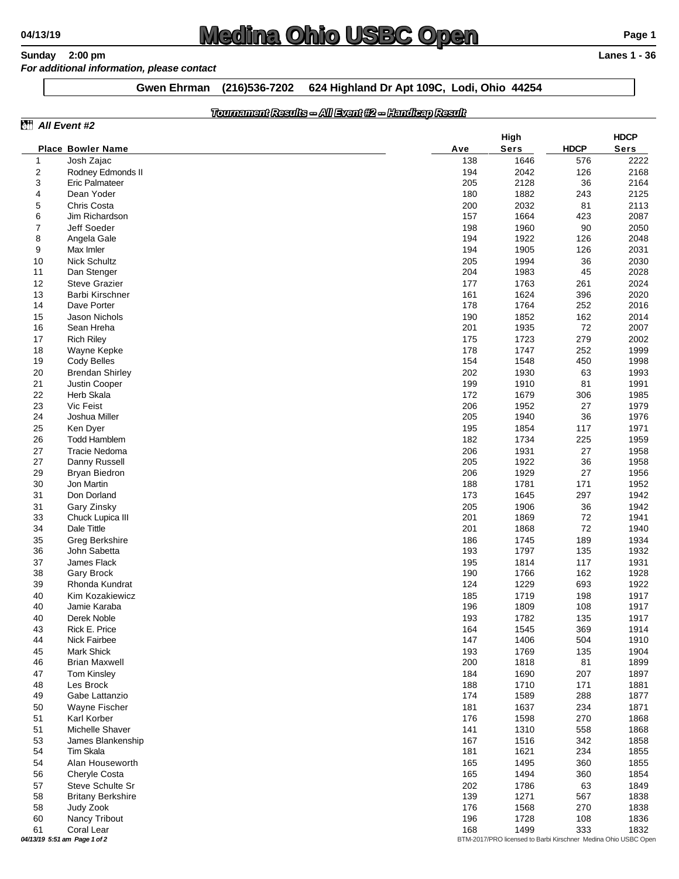# Medina Ohio USBC Open

**Sunday 2:00 pm** **Lanes 1 - 36**

*For additional information, please contact*

**Gwen Ehrman (216)536-7202 624 Highland Dr Apt 109C, Lodi, Ohio 44254**

## *Tournament Results -- All Event #2 -- Handicap Result*

### *All Event #2*

| Place | Bowler Name | Ave | High Sers | HDCP | HDCP Sers |
|---|---|---|---|---|---|
| 1 | Josh Zajac | 138 | 1646 | 576 | 2222 |
| 2 | Rodney Edmonds II | 194 | 2042 | 126 | 2168 |
| 3 | Eric Palmateer | 205 | 2128 | 36 | 2164 |
| 4 | Dean Yoder | 180 | 1882 | 243 | 2125 |
| 5 | Chris Costa | 200 | 2032 | 81 | 2113 |
| 6 | Jim Richardson | 157 | 1664 | 423 | 2087 |
| 7 | Jeff Soeder | 198 | 1960 | 90 | 2050 |
| 8 | Angela Gale | 194 | 1922 | 126 | 2048 |
| 9 | Max Imler | 194 | 1905 | 126 | 2031 |
| 10 | Nick Schultz | 205 | 1994 | 36 | 2030 |
| 11 | Dan Stenger | 204 | 1983 | 45 | 2028 |
| 12 | Steve Grazier | 177 | 1763 | 261 | 2024 |
| 13 | Barbi Kirschner | 161 | 1624 | 396 | 2020 |
| 14 | Dave Porter | 178 | 1764 | 252 | 2016 |
| 15 | Jason Nichols | 190 | 1852 | 162 | 2014 |
| 16 | Sean Hreha | 201 | 1935 | 72 | 2007 |
| 17 | Rich Riley | 175 | 1723 | 279 | 2002 |
| 18 | Wayne Kepke | 178 | 1747 | 252 | 1999 |
| 19 | Cody Belles | 154 | 1548 | 450 | 1998 |
| 20 | Brendan Shirley | 202 | 1930 | 63 | 1993 |
| 21 | Justin Cooper | 199 | 1910 | 81 | 1991 |
| 22 | Herb Skala | 172 | 1679 | 306 | 1985 |
| 23 | Vic Feist | 206 | 1952 | 27 | 1979 |
| 24 | Joshua Miller | 205 | 1940 | 36 | 1976 |
| 25 | Ken Dyer | 195 | 1854 | 117 | 1971 |
| 26 | Todd Hamblem | 182 | 1734 | 225 | 1959 |
| 27 | Tracie Nedoma | 206 | 1931 | 27 | 1958 |
| 27 | Danny Russell | 205 | 1922 | 36 | 1958 |
| 29 | Bryan Biedron | 206 | 1929 | 27 | 1956 |
| 30 | Jon Martin | 188 | 1781 | 171 | 1952 |
| 31 | Don Dorland | 173 | 1645 | 297 | 1942 |
| 31 | Gary Zinsky | 205 | 1906 | 36 | 1942 |
| 33 | Chuck Lupica III | 201 | 1869 | 72 | 1941 |
| 34 | Dale Tittle | 201 | 1868 | 72 | 1940 |
| 35 | Greg Berkshire | 186 | 1745 | 189 | 1934 |
| 36 | John Sabetta | 193 | 1797 | 135 | 1932 |
| 37 | James Flack | 195 | 1814 | 117 | 1931 |
| 38 | Gary Brock | 190 | 1766 | 162 | 1928 |
| 39 | Rhonda Kundrat | 124 | 1229 | 693 | 1922 |
| 40 | Kim Kozakiewicz | 185 | 1719 | 198 | 1917 |
| 40 | Jamie Karaba | 196 | 1809 | 108 | 1917 |
| 40 | Derek Noble | 193 | 1782 | 135 | 1917 |
| 43 | Rick E. Price | 164 | 1545 | 369 | 1914 |
| 44 | Nick Fairbee | 147 | 1406 | 504 | 1910 |
| 45 | Mark Shick | 193 | 1769 | 135 | 1904 |
| 46 | Brian Maxwell | 200 | 1818 | 81 | 1899 |
| 47 | Tom Kinsley | 184 | 1690 | 207 | 1897 |
| 48 | Les Brock | 188 | 1710 | 171 | 1881 |
| 49 | Gabe Lattanzio | 174 | 1589 | 288 | 1877 |
| 50 | Wayne Fischer | 181 | 1637 | 234 | 1871 |
| 51 | Karl Korber | 176 | 1598 | 270 | 1868 |
| 51 | Michelle Shaver | 141 | 1310 | 558 | 1868 |
| 53 | James Blankenship | 167 | 1516 | 342 | 1858 |
| 54 | Tim Skala | 181 | 1621 | 234 | 1855 |
| 54 | Alan Houseworth | 165 | 1495 | 360 | 1855 |
| 56 | Cheryle Costa | 165 | 1494 | 360 | 1854 |
| 57 | Steve Schulte Sr | 202 | 1786 | 63 | 1849 |
| 58 | Britany Berkshire | 139 | 1271 | 567 | 1838 |
| 58 | Judy Zook | 176 | 1568 | 270 | 1838 |
| 60 | Nancy Tribout | 196 | 1728 | 108 | 1836 |
| 61 | Coral Lear | 168 | 1499 | 333 | 1832 |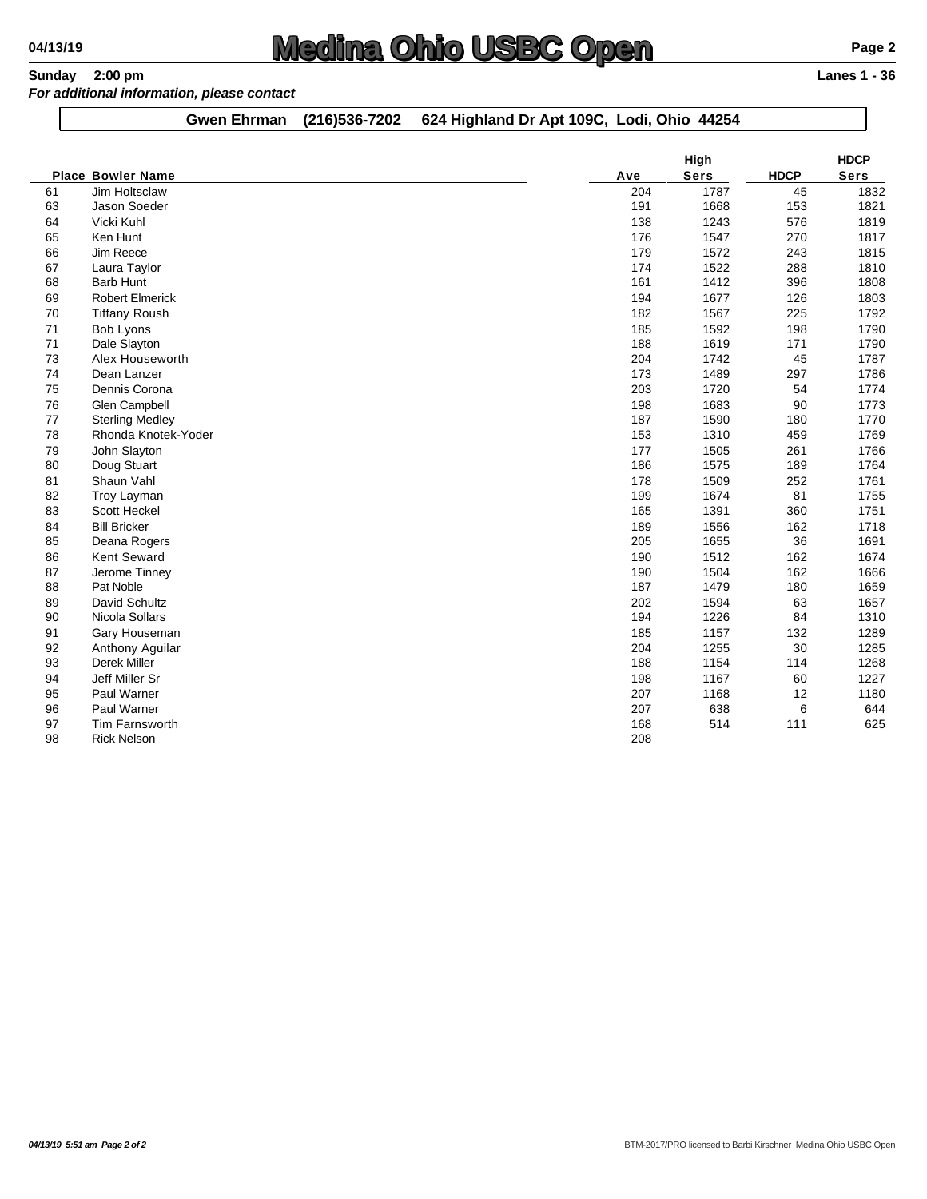# Medina Ohio USBC Open

**Sunday 2:00 pm** **Lanes 1 - 36**

*For additional information, please contact*

**Gwen Ehrman (216)536-7202 624 Highland Dr Apt 109C, Lodi, Ohio 44254**

| Place | Bowler Name | Ave | High Sers | HDCP | HDCP Sers |
|---|---|---|---|---|---|
| 61 | Jim Holtsclaw | 204 | 1787 | 45 | 1832 |
| 63 | Jason Soeder | 191 | 1668 | 153 | 1821 |
| 64 | Vicki Kuhl | 138 | 1243 | 576 | 1819 |
| 65 | Ken Hunt | 176 | 1547 | 270 | 1817 |
| 66 | Jim Reece | 179 | 1572 | 243 | 1815 |
| 67 | Laura Taylor | 174 | 1522 | 288 | 1810 |
| 68 | Barb Hunt | 161 | 1412 | 396 | 1808 |
| 69 | Robert Elmerick | 194 | 1677 | 126 | 1803 |
| 70 | Tiffany Roush | 182 | 1567 | 225 | 1792 |
| 71 | Bob Lyons | 185 | 1592 | 198 | 1790 |
| 71 | Dale Slayton | 188 | 1619 | 171 | 1790 |
| 73 | Alex Houseworth | 204 | 1742 | 45 | 1787 |
| 74 | Dean Lanzer | 173 | 1489 | 297 | 1786 |
| 75 | Dennis Corona | 203 | 1720 | 54 | 1774 |
| 76 | Glen Campbell | 198 | 1683 | 90 | 1773 |
| 77 | Sterling Medley | 187 | 1590 | 180 | 1770 |
| 78 | Rhonda Knotek-Yoder | 153 | 1310 | 459 | 1769 |
| 79 | John Slayton | 177 | 1505 | 261 | 1766 |
| 80 | Doug Stuart | 186 | 1575 | 189 | 1764 |
| 81 | Shaun Vahl | 178 | 1509 | 252 | 1761 |
| 82 | Troy Layman | 199 | 1674 | 81 | 1755 |
| 83 | Scott Heckel | 165 | 1391 | 360 | 1751 |
| 84 | Bill Bricker | 189 | 1556 | 162 | 1718 |
| 85 | Deana Rogers | 205 | 1655 | 36 | 1691 |
| 86 | Kent Seward | 190 | 1512 | 162 | 1674 |
| 87 | Jerome Tinney | 190 | 1504 | 162 | 1666 |
| 88 | Pat Noble | 187 | 1479 | 180 | 1659 |
| 89 | David Schultz | 202 | 1594 | 63 | 1657 |
| 90 | Nicola Sollars | 194 | 1226 | 84 | 1310 |
| 91 | Gary Houseman | 185 | 1157 | 132 | 1289 |
| 92 | Anthony Aguilar | 204 | 1255 | 30 | 1285 |
| 93 | Derek Miller | 188 | 1154 | 114 | 1268 |
| 94 | Jeff Miller Sr | 198 | 1167 | 60 | 1227 |
| 95 | Paul Warner | 207 | 1168 | 12 | 1180 |
| 96 | Paul Warner | 207 | 638 | 6 | 644 |
| 97 | Tim Farnsworth | 168 | 514 | 111 | 625 |
| 98 | Rick Nelson | 208 | | | |

BTM-2017/PRO licensed to Barbi Kirschner Medina Ohio USBC Open